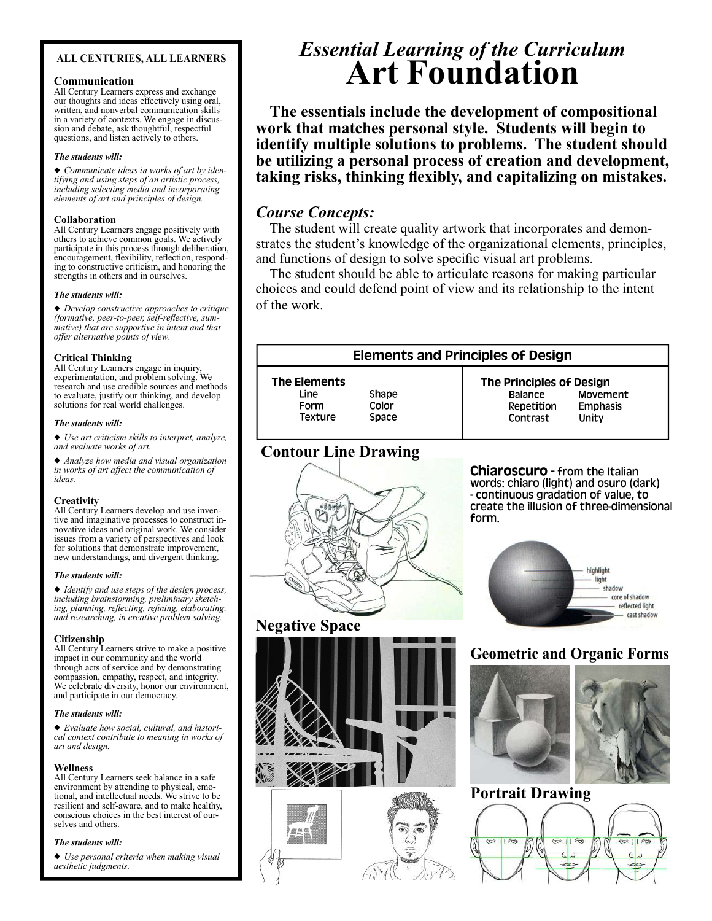# *Essential Learning of the Curriculum*
# Art Foundation

**The essentials include the development of compositional work that matches personal style. Students will begin to identify multiple solutions to problems. The student should be utilizing a personal process of creation and development, taking risks, thinking flexibly, and capitalizing on mistakes.**

## *Course Concepts:*

The student will create quality artwork that incorporates and demonstrates the student's knowledge of the organizational elements, principles, and functions of design to solve specific visual art problems.

The student should be able to articulate reasons for making particular choices and could defend point of view and its relationship to the intent of the work.

| Elements and Principles of Design | | | |
|---|---|---|---|
| **The Elements** | | **The Principles of Design** | |
| Line | Shape | Balance | Movement |
| Form | Color | Repetition | Emphasis |
| Texture | Space | Contrast | Unity |

### Contour Line Drawing

**Chiaroscuro** - from the Italian words: chiaro (light) and osuro (dark) - continuous gradation of value, to create the illusion of three-dimensional form.

highlight
light
shadow
core of shadow
reflected light
cast shadow

### Negative Space

### Geometric and Organic Forms

### Portrait Drawing

---

**ALL CENTURIES, ALL LEARNERS**

**Communication**
All Century Learners express and exchange our thoughts and ideas effectively using oral, written, and nonverbal communication skills in a variety of contexts. We engage in discussion and debate, ask thoughtful, respectful questions, and listen actively to others.

***The students will:***

◆ *Communicate ideas in works of art by identifying and using steps of an artistic process, including selecting media and incorporating elements of art and principles of design.*

**Collaboration**
All Century Learners engage positively with others to achieve common goals. We actively participate in this process through deliberation, encouragement, flexibility, reflection, responding to constructive criticism, and honoring the strengths in others and in ourselves.

***The students will:***

◆ *Develop constructive approaches to critique (formative, peer-to-peer, self-reflective, summative) that are supportive in intent and that offer alternative points of view.*

**Critical Thinking**
All Century Learners engage in inquiry, experimentation, and problem solving. We research and use credible sources and methods to evaluate, justify our thinking, and develop solutions for real world challenges.

***The students will:***

◆ *Use art criticism skills to interpret, analyze, and evaluate works of art.*

◆ *Analyze how media and visual organization in works of art affect the communication of ideas.*

**Creativity**
All Century Learners develop and use inventive and imaginative processes to construct innovative ideas and original work. We consider issues from a variety of perspectives and look for solutions that demonstrate improvement, new understandings, and divergent thinking.

***The students will:***

◆ *Identify and use steps of the design process, including brainstorming, preliminary sketching, planning, reflecting, refining, elaborating, and researching, in creative problem solving.*

**Citizenship**
All Century Learners strive to make a positive impact in our community and the world through acts of service and by demonstrating compassion, empathy, respect, and integrity. We celebrate diversity, honor our environment, and participate in our democracy.

***The students will:***

◆ *Evaluate how social, cultural, and historical context contribute to meaning in works of art and design.*

**Wellness**
All Century Learners seek balance in a safe environment by attending to physical, emotional, and intellectual needs. We strive to be resilient and self-aware, and to make healthy, conscious choices in the best interest of ourselves and others.

***The students will:***

◆ *Use personal criteria when making visual aesthetic judgments.*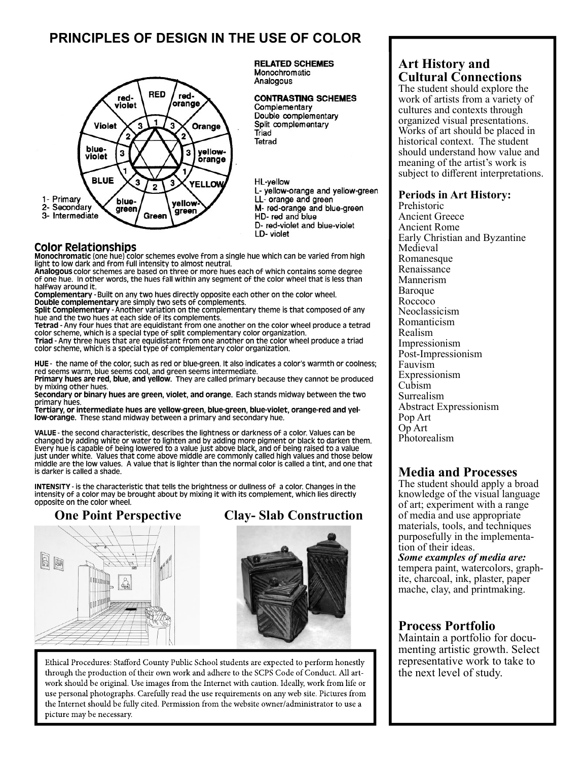# PRINCIPLES OF DESIGN IN THE USE OF COLOR

RED
red-orange
Orange
yellow-orange
YELLOW
yellow-green
Green
blue-green
BLUE
blue-violet
Violet
red-violet

1- Primary
2- Secondary
3- Intermediate

**RELATED SCHEMES**
Monochromatic
Analogous

**CONTRASTING SCHEMES**
Complementary
Double complementary
Split complementary
Triad
Tetrad

HL-yellow
L- yellow-orange and yellow-green
LL- orange and green
M- red-orange and blue-green
HD- red and blue
D- red-violet and blue-violet
LD- violet

## Color Relationships

**Monochromatic** (one hue) color schemes evolve from a single hue which can be varied from high light to low dark and from full intensity to almost neutral.
**Analogous** color schemes are based on three or more hues each of which contains some degree of one hue. In other words, the hues fall within any segment of the color wheel that is less than halfway around it.
**Complementary** - Built on any two hues directly opposite each other on the color wheel.
**Double complementary** are simply two sets of complements.
**Split Complementary** - Another variation on the complementary theme is that composed of any hue and the two hues at each side of its complements.
**Tetrad** - Any four hues that are equidistant from one another on the color wheel produce a tetrad color scheme, which is a special type of split complementary color organization.
**Triad** - Any three hues that are equidistant from one another on the color wheel produce a triad color scheme, which is a special type of complementary color organization.

**HUE** - the name of the color, such as red or blue-green. It also indicates a color's warmth or coolness; red seems warm, blue seems cool, and green seems intermediate.
**Primary hues are red, blue, and yellow.** They are called primary because they cannot be produced by mixing other hues.
**Secondary or binary hues are green, violet, and orange.** Each stands midway between the two primary hues.
**Tertiary, or intermediate hues are yellow-green, blue-green, blue-violet, orange-red and yellow-orange.** These stand midway between a primary and secondary hue.

**VALUE** - the second characteristic, describes the lightness or darkness of a color. Values can be changed by adding white or water to lighten and by adding more pigment or black to darken them. Every hue is capable of being lowered to a value just above black, and of being raised to a value just under white. Values that come above middle are commonly called high values and those below middle are the low values. A value that is lighter than the normal color is called a tint, and one that is darker is called a shade.

**INTENSITY** - is the characteristic that tells the brightness or dullness of a color. Changes in the intensity of a color may be brought about by mixing it with its complement, which lies directly opposite on the color wheel.

## One Point Perspective

## Clay- Slab Construction

Ethical Procedures: Stafford County Public School students are expected to perform honestly through the production of their own work and adhere to the SCPS Code of Conduct. All artwork should be original. Use images from the Internet with caution. Ideally, work from life or use personal photographs. Carefully read the use requirements on any web site. Pictures from the Internet should be fully cited. Permission from the website owner/administrator to use a picture may be necessary.

## Art History and Cultural Connections

The student should explore the work of artists from a variety of cultures and contexts through organized visual presentations. Works of art should be placed in historical context. The student should understand how value and meaning of the artist's work is subject to different interpretations.

### Periods in Art History:

Prehistoric
Ancient Greece
Ancient Rome
Early Christian and Byzantine
Medieval
Romanesque
Renaissance
Mannerism
Baroque
Roccoco
Neoclassicism
Romanticism
Realism
Impressionism
Post-Impressionism
Fauvism
Expressionism
Cubism
Surrealism
Abstract Expressionism
Pop Art
Op Art
Photorealism

## Media and Processes

The student should apply a broad knowledge of the visual language of art; experiment with a range of media and use appropriate materials, tools, and techniques purposefully in the implementation of their ideas.
***Some examples of media are:*** tempera paint, watercolors, graphite, charcoal, ink, plaster, paper mache, clay, and printmaking.

## Process Portfolio

Maintain a portfolio for documenting artistic growth. Select representative work to take to the next level of study.